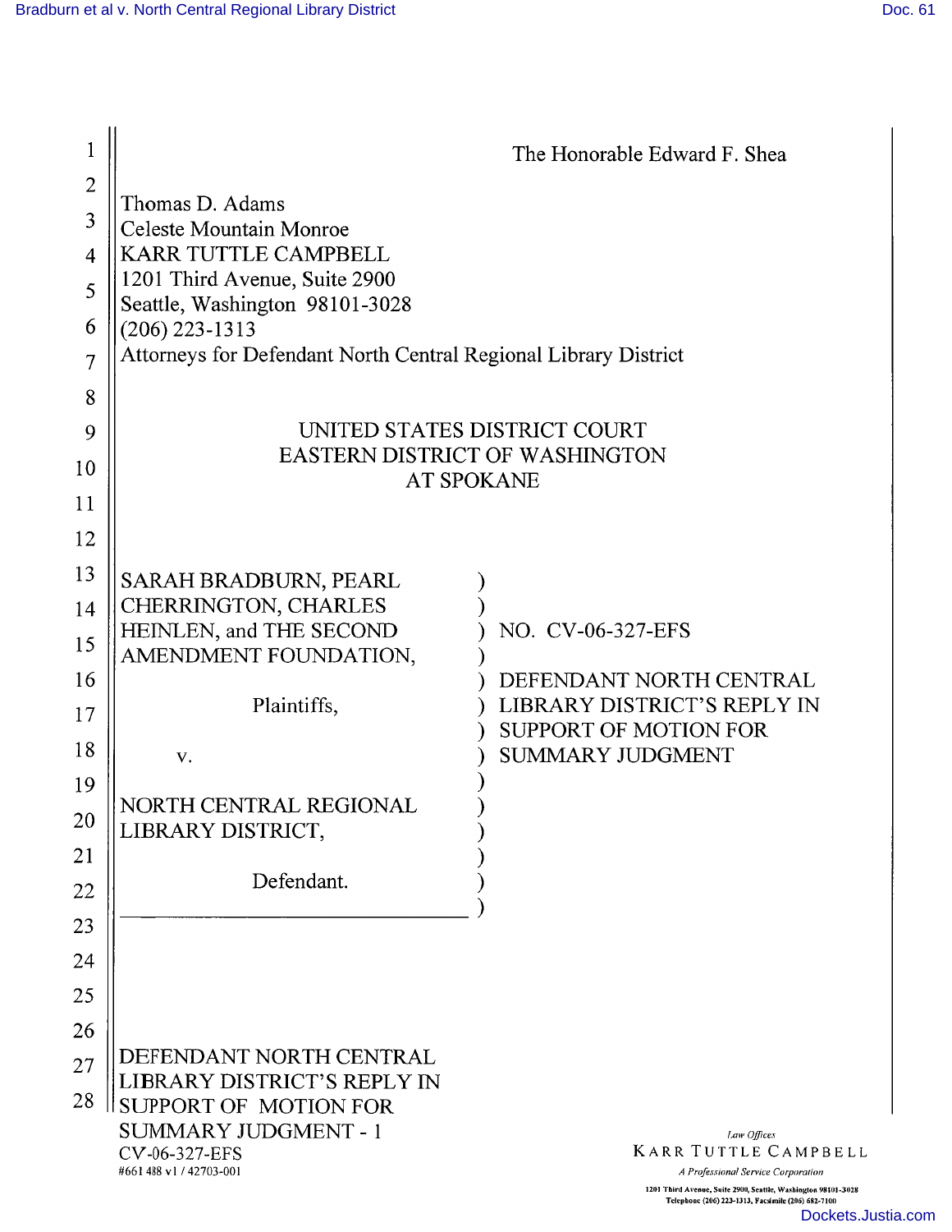The Honorable Edward F. Shea

Thomas D. Adams
Celeste Mountain Monroe
KARR TUTTLE CAMPBELL
1201 Third Avenue, Suite 2900
Seattle, Washington 98101-3028
(206) 223-1313
Attorneys for Defendant North Central Regional Library District

UNITED STATES DISTRICT COURT
EASTERN DISTRICT OF WASHINGTON
AT SPOKANE

| | |
|---|---|
| SARAH BRADBURN, PEARL CHERRINGTON, CHARLES HEINLEN, and THE SECOND AMENDMENT FOUNDATION,<br><br>Plaintiffs,<br><br>v.<br><br>NORTH CENTRAL REGIONAL LIBRARY DISTRICT,<br><br>Defendant. | NO. CV-06-327-EFS<br><br>DEFENDANT NORTH CENTRAL LIBRARY DISTRICT'S REPLY IN SUPPORT OF MOTION FOR SUMMARY JUDGMENT |

DEFENDANT NORTH CENTRAL LIBRARY DISTRICT'S REPLY IN SUPPORT OF MOTION FOR SUMMARY JUDGMENT - 1
CV-06-327-EFS
#661488 v1 / 42703-001

Law Offices
KARR TUTTLE CAMPBELL
A Professional Service Corporation
1201 Third Avenue, Suite 2900, Seattle, Washington 98101-3028
Telephone (206) 223-1313, Facsimile (206) 682-7100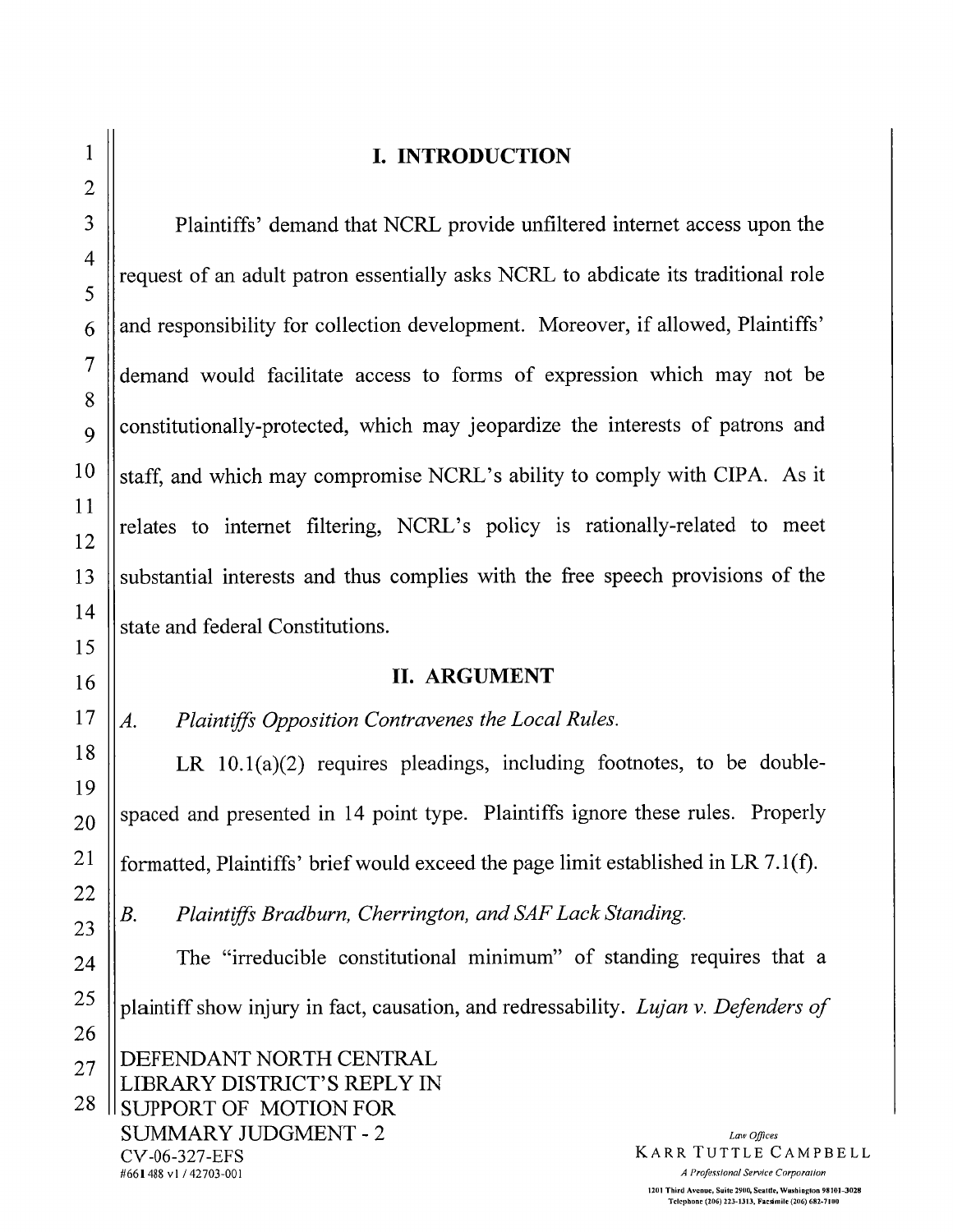## I. INTRODUCTION

Plaintiffs' demand that NCRL provide unfiltered internet access upon the request of an adult patron essentially asks NCRL to abdicate its traditional role and responsibility for collection development. Moreover, if allowed, Plaintiffs' demand would facilitate access to forms of expression which may not be constitutionally-protected, which may jeopardize the interests of patrons and staff, and which may compromise NCRL's ability to comply with CIPA. As it relates to internet filtering, NCRL's policy is rationally-related to meet substantial interests and thus complies with the free speech provisions of the state and federal Constitutions.

## II. ARGUMENT

### *A. Plaintiffs Opposition Contravenes the Local Rules.*

LR 10.1(a)(2) requires pleadings, including footnotes, to be double-spaced and presented in 14 point type. Plaintiffs ignore these rules. Properly formatted, Plaintiffs' brief would exceed the page limit established in LR 7.1(f).

### *B. Plaintiffs Bradburn, Cherrington, and SAF Lack Standing.*

The "irreducible constitutional minimum" of standing requires that a plaintiff show injury in fact, causation, and redressability. *Lujan v. Defenders of*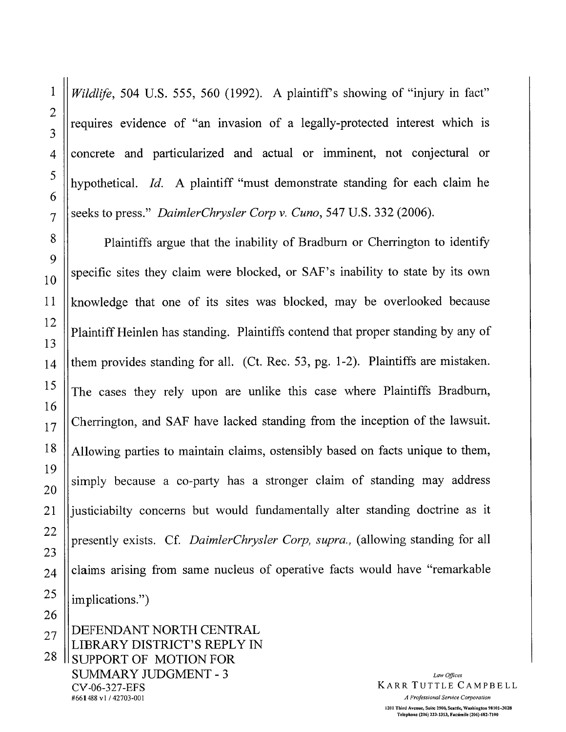*Wildlife*, 504 U.S. 555, 560 (1992). A plaintiff's showing of "injury in fact" requires evidence of "an invasion of a legally-protected interest which is concrete and particularized and actual or imminent, not conjectural or hypothetical. *Id.* A plaintiff "must demonstrate standing for each claim he seeks to press." *DaimlerChrysler Corp v. Cuno*, 547 U.S. 332 (2006).

Plaintiffs argue that the inability of Bradburn or Cherrington to identify specific sites they claim were blocked, or SAF's inability to state by its own knowledge that one of its sites was blocked, may be overlooked because Plaintiff Heinlen has standing. Plaintiffs contend that proper standing by any of them provides standing for all. (Ct. Rec. 53, pg. 1-2). Plaintiffs are mistaken. The cases they rely upon are unlike this case where Plaintiffs Bradburn, Cherrington, and SAF have lacked standing from the inception of the lawsuit. Allowing parties to maintain claims, ostensibly based on facts unique to them, simply because a co-party has a stronger claim of standing may address justiciabilty concerns but would fundamentally alter standing doctrine as it presently exists. Cf. *DaimlerChrysler Corp, supra.*, (allowing standing for all claims arising from same nucleus of operative facts would have "remarkable implications.")

DEFENDANT NORTH CENTRAL LIBRARY DISTRICT'S REPLY IN SUPPORT OF MOTION FOR SUMMARY JUDGMENT - 3
CV-06-327-EFS
#661488 v1 / 42703-001

*Law Offices*
KARR TUTTLE CAMPBELL
*A Professional Service Corporation*
1201 Third Avenue, Suite 2900, Seattle, Washington 98101-3028
Telephone (206) 223-1313, Facsimile (206) 682-7100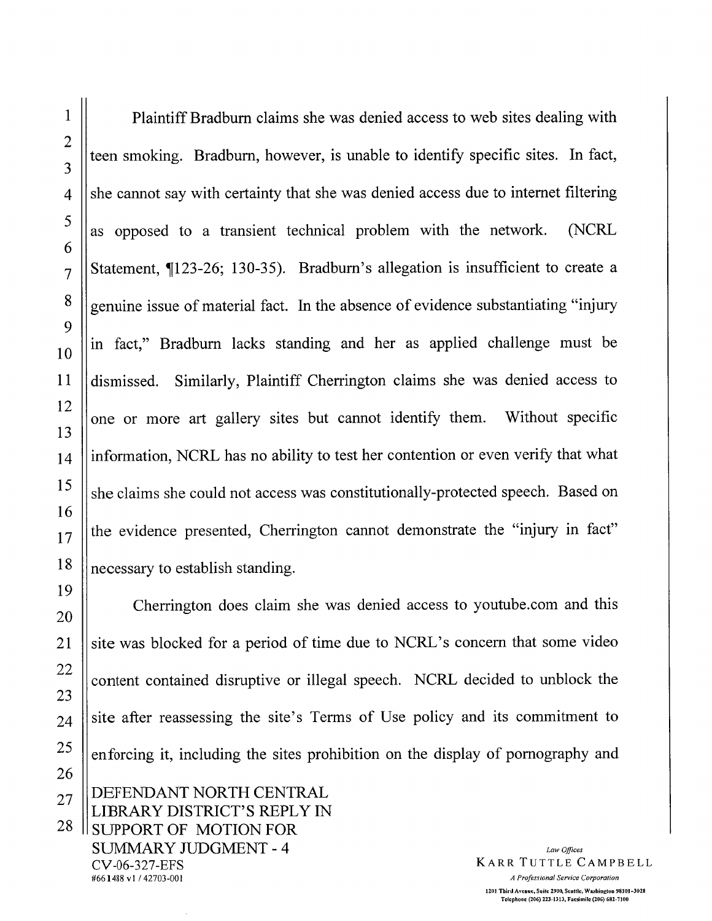Plaintiff Bradburn claims she was denied access to web sites dealing with teen smoking. Bradburn, however, is unable to identify specific sites. In fact, she cannot say with certainty that she was denied access due to internet filtering as opposed to a transient technical problem with the network. (NCRL Statement, ¶123-26; 130-35). Bradburn's allegation is insufficient to create a genuine issue of material fact. In the absence of evidence substantiating "injury in fact," Bradburn lacks standing and her as applied challenge must be dismissed. Similarly, Plaintiff Cherrington claims she was denied access to one or more art gallery sites but cannot identify them. Without specific information, NCRL has no ability to test her contention or even verify that what she claims she could not access was constitutionally-protected speech. Based on the evidence presented, Cherrington cannot demonstrate the "injury in fact" necessary to establish standing.

Cherrington does claim she was denied access to youtube.com and this site was blocked for a period of time due to NCRL's concern that some video content contained disruptive or illegal speech. NCRL decided to unblock the site after reassessing the site's Terms of Use policy and its commitment to enforcing it, including the sites prohibition on the display of pornography and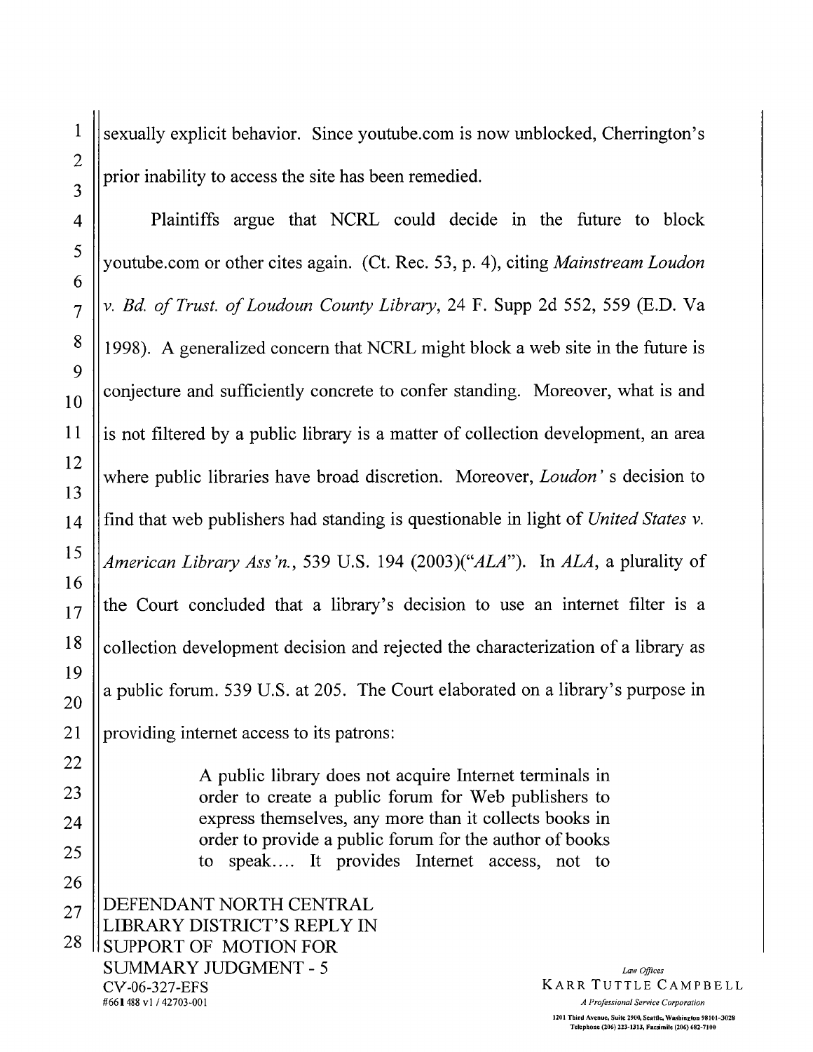sexually explicit behavior. Since youtube.com is now unblocked, Cherrington's prior inability to access the site has been remedied.

Plaintiffs argue that NCRL could decide in the future to block youtube.com or other cites again. (Ct. Rec. 53, p. 4), citing *Mainstream Loudon v. Bd. of Trust. of Loudoun County Library*, 24 F. Supp 2d 552, 559 (E.D. Va 1998). A generalized concern that NCRL might block a web site in the future is conjecture and sufficiently concrete to confer standing. Moreover, what is and is not filtered by a public library is a matter of collection development, an area where public libraries have broad discretion. Moreover, *Loudon'* s decision to find that web publishers had standing is questionable in light of *United States v. American Library Ass'n.*, 539 U.S. 194 (2003)("*ALA*"). In *ALA*, a plurality of the Court concluded that a library's decision to use an internet filter is a collection development decision and rejected the characterization of a library as a public forum. 539 U.S. at 205. The Court elaborated on a library's purpose in providing internet access to its patrons:

> A public library does not acquire Internet terminals in order to create a public forum for Web publishers to express themselves, any more than it collects books in order to provide a public forum for the author of books to speak.... It provides Internet access, not to

DEFENDANT NORTH CENTRAL LIBRARY DISTRICT'S REPLY IN SUPPORT OF MOTION FOR SUMMARY JUDGMENT - 5
CV-06-327-EFS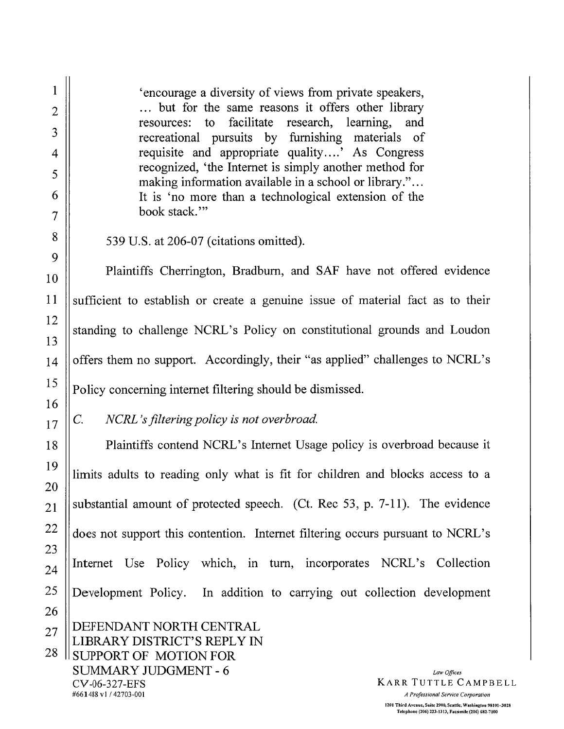> 'encourage a diversity of views from private speakers, ... but for the same reasons it offers other library resources: to facilitate research, learning, and recreational pursuits by furnishing materials of requisite and appropriate quality....' As Congress recognized, 'the Internet is simply another method for making information available in a school or library."... It is 'no more than a technological extension of the book stack.'"

539 U.S. at 206-07 (citations omitted).

Plaintiffs Cherrington, Bradburn, and SAF have not offered evidence sufficient to establish or create a genuine issue of material fact as to their standing to challenge NCRL's Policy on constitutional grounds and Loudon offers them no support. Accordingly, their "as applied" challenges to NCRL's Policy concerning internet filtering should be dismissed.

*C. NCRL's filtering policy is not overbroad.*

Plaintiffs contend NCRL's Internet Usage policy is overbroad because it limits adults to reading only what is fit for children and blocks access to a substantial amount of protected speech. (Ct. Rec 53, p. 7-11). The evidence does not support this contention. Internet filtering occurs pursuant to NCRL's Internet Use Policy which, in turn, incorporates NCRL's Collection Development Policy. In addition to carrying out collection development

DEFENDANT NORTH CENTRAL LIBRARY DISTRICT'S REPLY IN SUPPORT OF MOTION FOR SUMMARY JUDGMENT - 6
CV-06-327-EFS
#661488 v1 / 42703-001

*Law Offices*
KARR TUTTLE CAMPBELL
*A Professional Service Corporation*
1201 Third Avenue, Suite 2900, Seattle, Washington 98101-3028
Telephone (206) 223-1313, Facsimile (206) 682-7100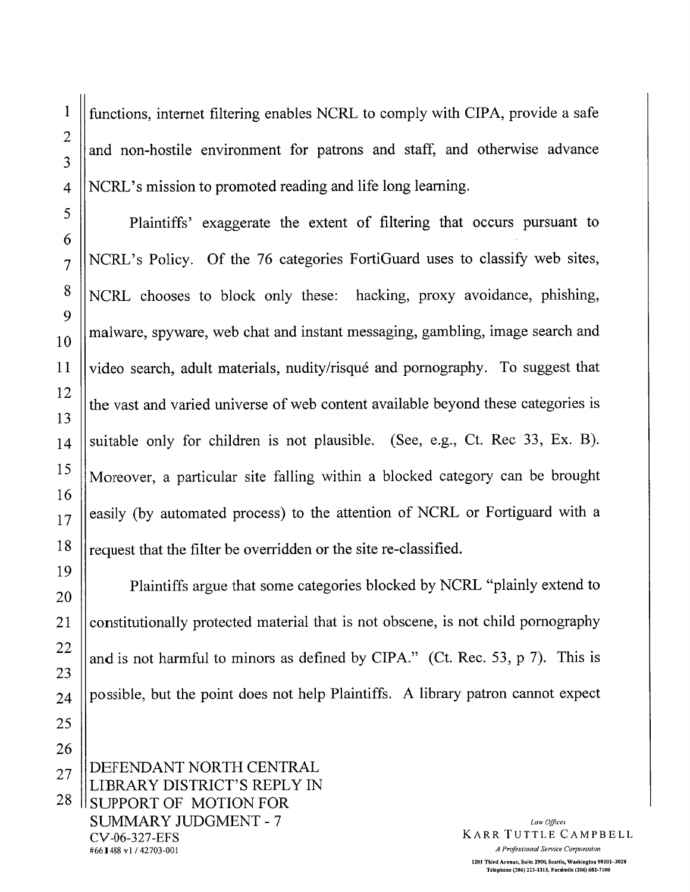functions, internet filtering enables NCRL to comply with CIPA, provide a safe and non-hostile environment for patrons and staff, and otherwise advance NCRL's mission to promoted reading and life long learning.

Plaintiffs' exaggerate the extent of filtering that occurs pursuant to NCRL's Policy. Of the 76 categories FortiGuard uses to classify web sites, NCRL chooses to block only these: hacking, proxy avoidance, phishing, malware, spyware, web chat and instant messaging, gambling, image search and video search, adult materials, nudity/risqué and pornography. To suggest that the vast and varied universe of web content available beyond these categories is suitable only for children is not plausible. (See, e.g., Ct. Rec 33, Ex. B). Moreover, a particular site falling within a blocked category can be brought easily (by automated process) to the attention of NCRL or Fortiguard with a request that the filter be overridden or the site re-classified.

Plaintiffs argue that some categories blocked by NCRL "plainly extend to constitutionally protected material that is not obscene, is not child pornography and is not harmful to minors as defined by CIPA." (Ct. Rec. 53, p 7). This is possible, but the point does not help Plaintiffs. A library patron cannot expect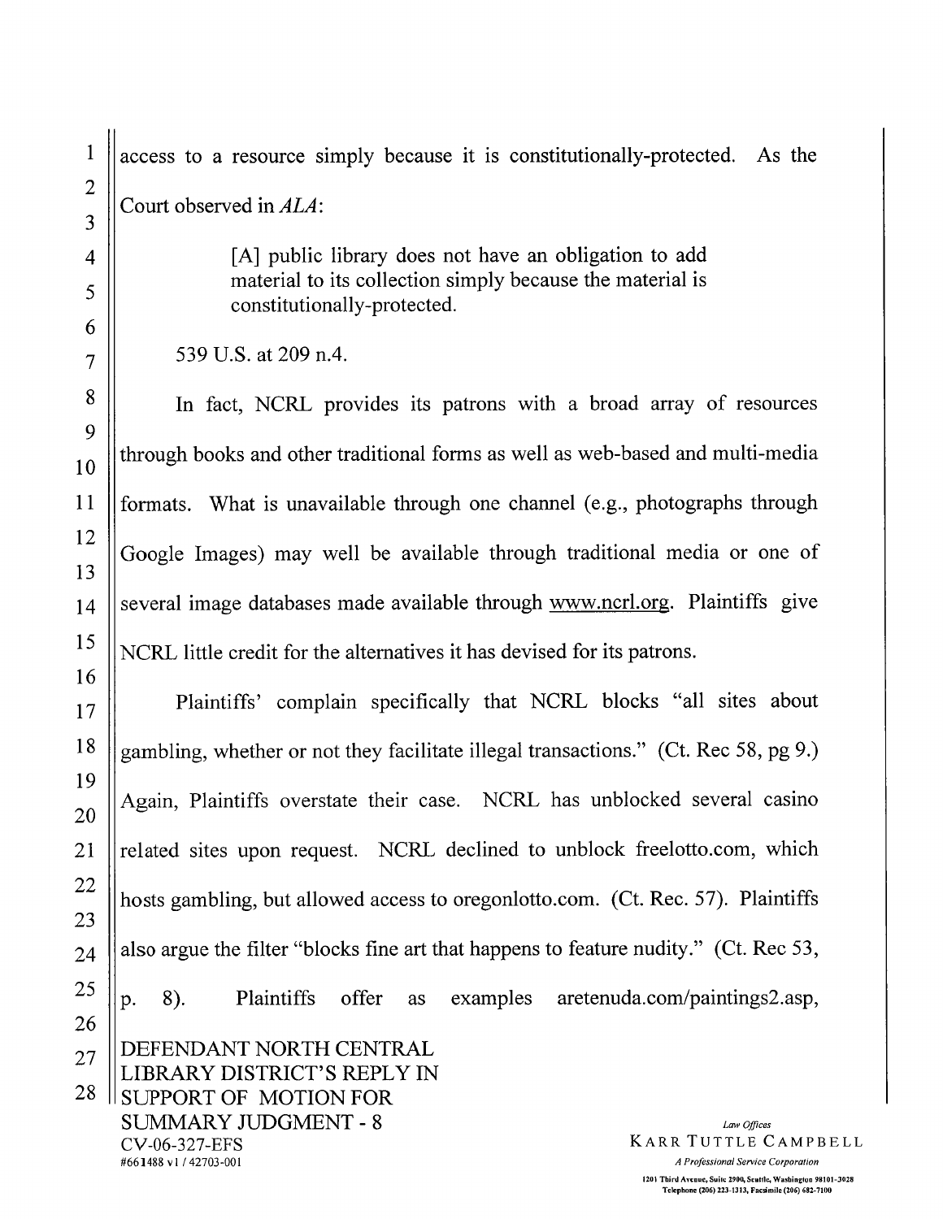access to a resource simply because it is constitutionally-protected. As the Court observed in *ALA*:

> [A] public library does not have an obligation to add material to its collection simply because the material is constitutionally-protected.

539 U.S. at 209 n.4.

In fact, NCRL provides its patrons with a broad array of resources through books and other traditional forms as well as web-based and multi-media formats. What is unavailable through one channel (e.g., photographs through Google Images) may well be available through traditional media or one of several image databases made available through www.ncrl.org. Plaintiffs give NCRL little credit for the alternatives it has devised for its patrons.

Plaintiffs' complain specifically that NCRL blocks "all sites about gambling, whether or not they facilitate illegal transactions." (Ct. Rec 58, pg 9.) Again, Plaintiffs overstate their case. NCRL has unblocked several casino related sites upon request. NCRL declined to unblock freelotto.com, which hosts gambling, but allowed access to oregonlotto.com. (Ct. Rec. 57). Plaintiffs also argue the filter "blocks fine art that happens to feature nudity." (Ct. Rec 53, p. 8). Plaintiffs offer as examples aretenuda.com/paintings2.asp,

DEFENDANT NORTH CENTRAL LIBRARY DISTRICT'S REPLY IN SUPPORT OF MOTION FOR SUMMARY JUDGMENT - 8
CV-06-327-EFS
#661488 v1 / 42703-001

*Law Offices*
KARR TUTTLE CAMPBELL
*A Professional Service Corporation*
1201 Third Avenue, Suite 2900, Seattle, Washington 98101-3028
Telephone (206) 223-1313, Facsimile (206) 682-7100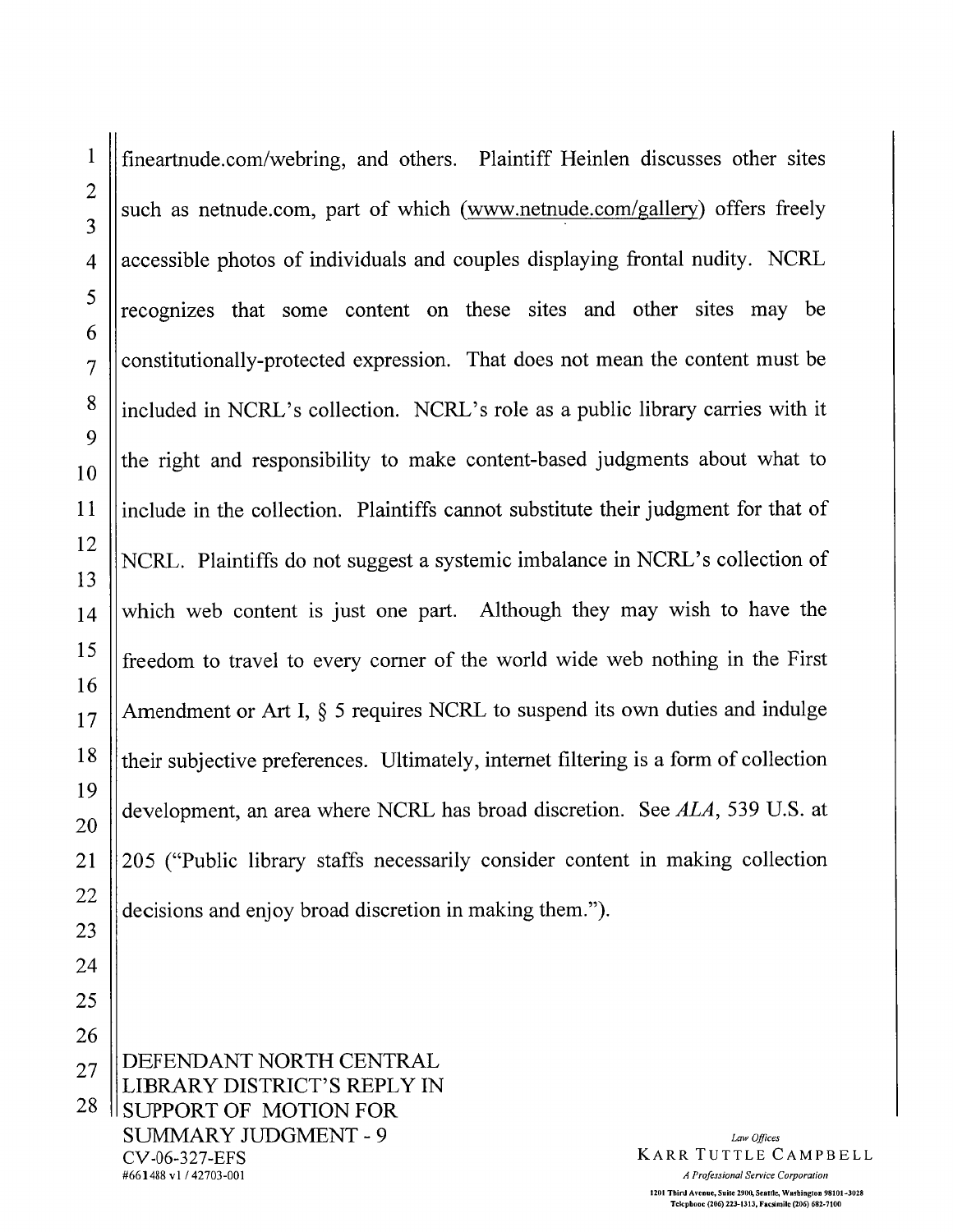fineartnude.com/webring, and others. Plaintiff Heinlen discusses other sites such as netnude.com, part of which (www.netnude.com/gallery) offers freely accessible photos of individuals and couples displaying frontal nudity. NCRL recognizes that some content on these sites and other sites may be constitutionally-protected expression. That does not mean the content must be included in NCRL's collection. NCRL's role as a public library carries with it the right and responsibility to make content-based judgments about what to include in the collection. Plaintiffs cannot substitute their judgment for that of NCRL. Plaintiffs do not suggest a systemic imbalance in NCRL's collection of which web content is just one part. Although they may wish to have the freedom to travel to every corner of the world wide web nothing in the First Amendment or Art I, § 5 requires NCRL to suspend its own duties and indulge their subjective preferences. Ultimately, internet filtering is a form of collection development, an area where NCRL has broad discretion. See *ALA*, 539 U.S. at 205 ("Public library staffs necessarily consider content in making collection decisions and enjoy broad discretion in making them.").

DEFENDANT NORTH CENTRAL LIBRARY DISTRICT'S REPLY IN SUPPORT OF MOTION FOR SUMMARY JUDGMENT - 9
CV-06-327-EFS
#661488 v1 / 42703-001

*Law Offices*
KARR TUTTLE CAMPBELL
*A Professional Service Corporation*
1201 Third Avenue, Suite 2900, Seattle, Washington 98101-3028
Telephone (206) 223-1313, Facsimile (206) 682-7100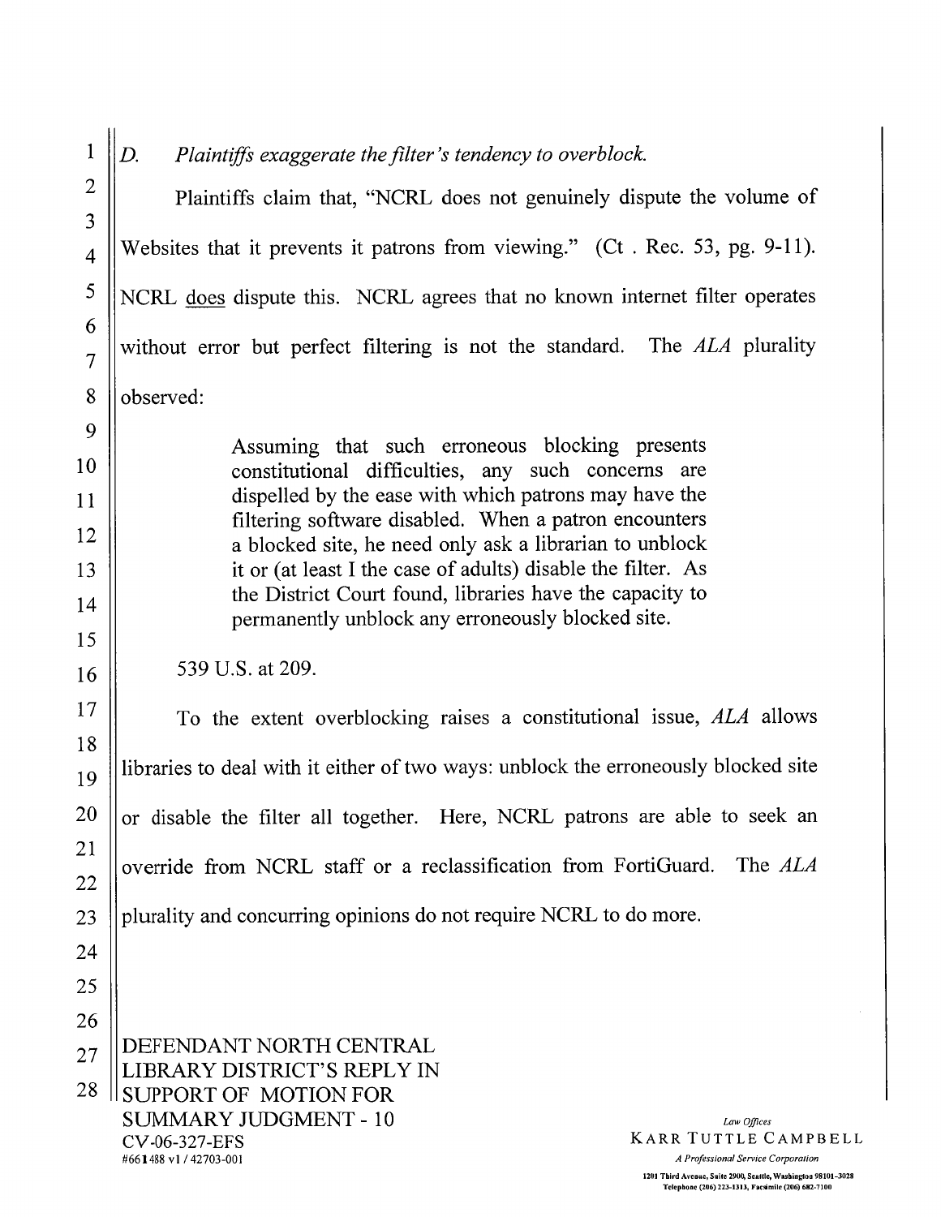*D. Plaintiffs exaggerate the filter's tendency to overblock.*

Plaintiffs claim that, "NCRL does not genuinely dispute the volume of Websites that it prevents it patrons from viewing." (Ct . Rec. 53, pg. 9-11). NCRL does dispute this. NCRL agrees that no known internet filter operates without error but perfect filtering is not the standard. The *ALA* plurality observed:

> Assuming that such erroneous blocking presents constitutional difficulties, any such concerns are dispelled by the ease with which patrons may have the filtering software disabled. When a patron encounters a blocked site, he need only ask a librarian to unblock it or (at least I the case of adults) disable the filter. As the District Court found, libraries have the capacity to permanently unblock any erroneously blocked site.

539 U.S. at 209.

To the extent overblocking raises a constitutional issue, *ALA* allows libraries to deal with it either of two ways: unblock the erroneously blocked site or disable the filter all together. Here, NCRL patrons are able to seek an override from NCRL staff or a reclassification from FortiGuard. The *ALA* plurality and concurring opinions do not require NCRL to do more.

DEFENDANT NORTH CENTRAL LIBRARY DISTRICT'S REPLY IN SUPPORT OF MOTION FOR SUMMARY JUDGMENT - 10
CV-06-327-EFS
#661488 v1 / 42703-001

*Law Offices*
KARR TUTTLE CAMPBELL
*A Professional Service Corporation*
1201 Third Avenue, Suite 2900, Seattle, Washington 98101-3028
Telephone (206) 223-1313, Facsimile (206) 682-7100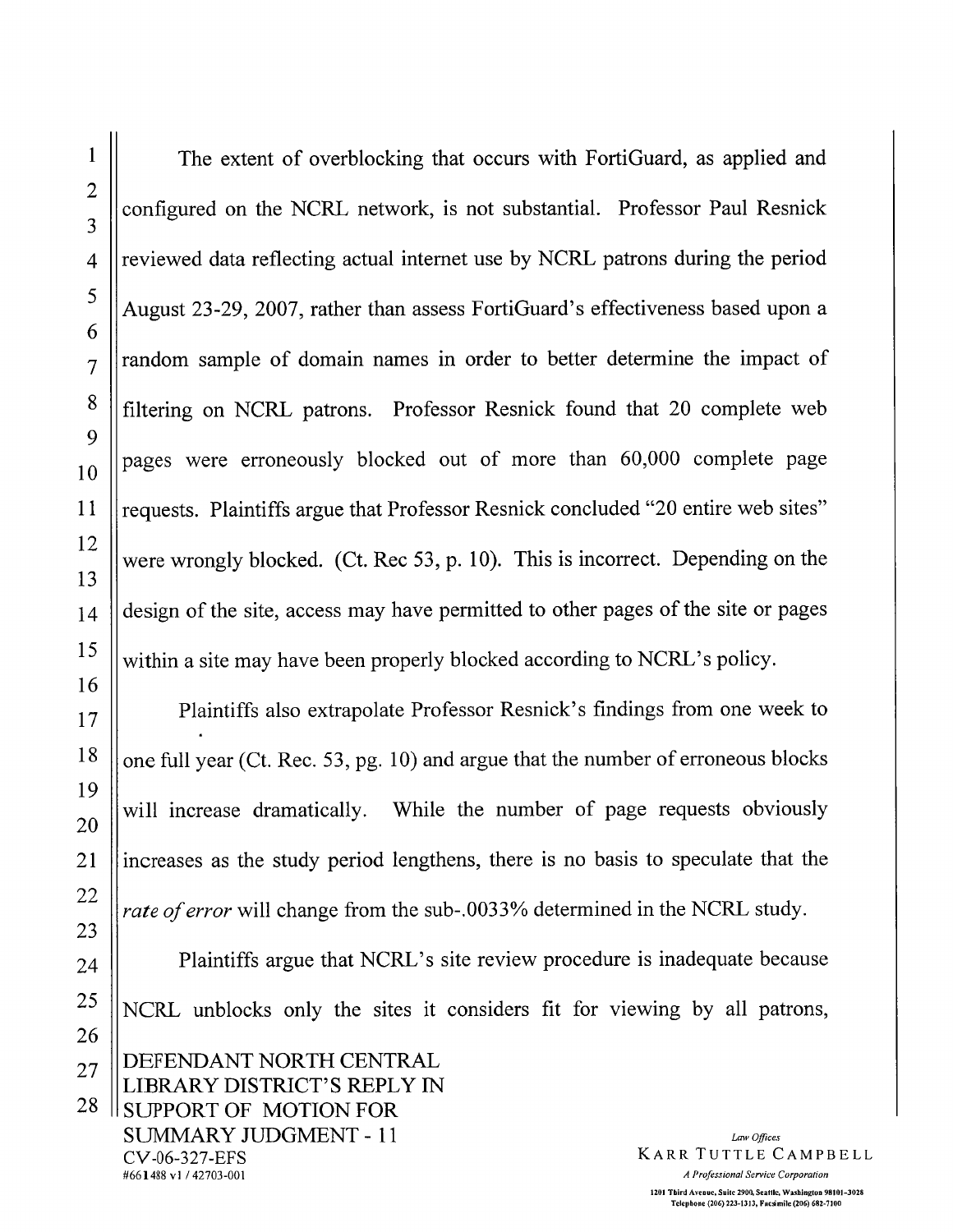The extent of overblocking that occurs with FortiGuard, as applied and configured on the NCRL network, is not substantial. Professor Paul Resnick reviewed data reflecting actual internet use by NCRL patrons during the period August 23-29, 2007, rather than assess FortiGuard's effectiveness based upon a random sample of domain names in order to better determine the impact of filtering on NCRL patrons. Professor Resnick found that 20 complete web pages were erroneously blocked out of more than 60,000 complete page requests. Plaintiffs argue that Professor Resnick concluded "20 entire web sites" were wrongly blocked. (Ct. Rec 53, p. 10). This is incorrect. Depending on the design of the site, access may have permitted to other pages of the site or pages within a site may have been properly blocked according to NCRL's policy.

Plaintiffs also extrapolate Professor Resnick's findings from one week to one full year (Ct. Rec. 53, pg. 10) and argue that the number of erroneous blocks will increase dramatically. While the number of page requests obviously increases as the study period lengthens, there is no basis to speculate that the *rate of error* will change from the sub-.0033% determined in the NCRL study.

Plaintiffs argue that NCRL's site review procedure is inadequate because NCRL unblocks only the sites it considers fit for viewing by all patrons,

DEFENDANT NORTH CENTRAL LIBRARY DISTRICT'S REPLY IN SUPPORT OF MOTION FOR SUMMARY JUDGMENT - 11
CV-06-327-EFS
#661488 v1 / 42703-001

*Law Offices*
KARR TUTTLE CAMPBELL
*A Professional Service Corporation*
1201 Third Avenue, Suite 2900, Seattle, Washington 98101-3028
Telephone (206) 223-1313, Facsimile (206) 682-7100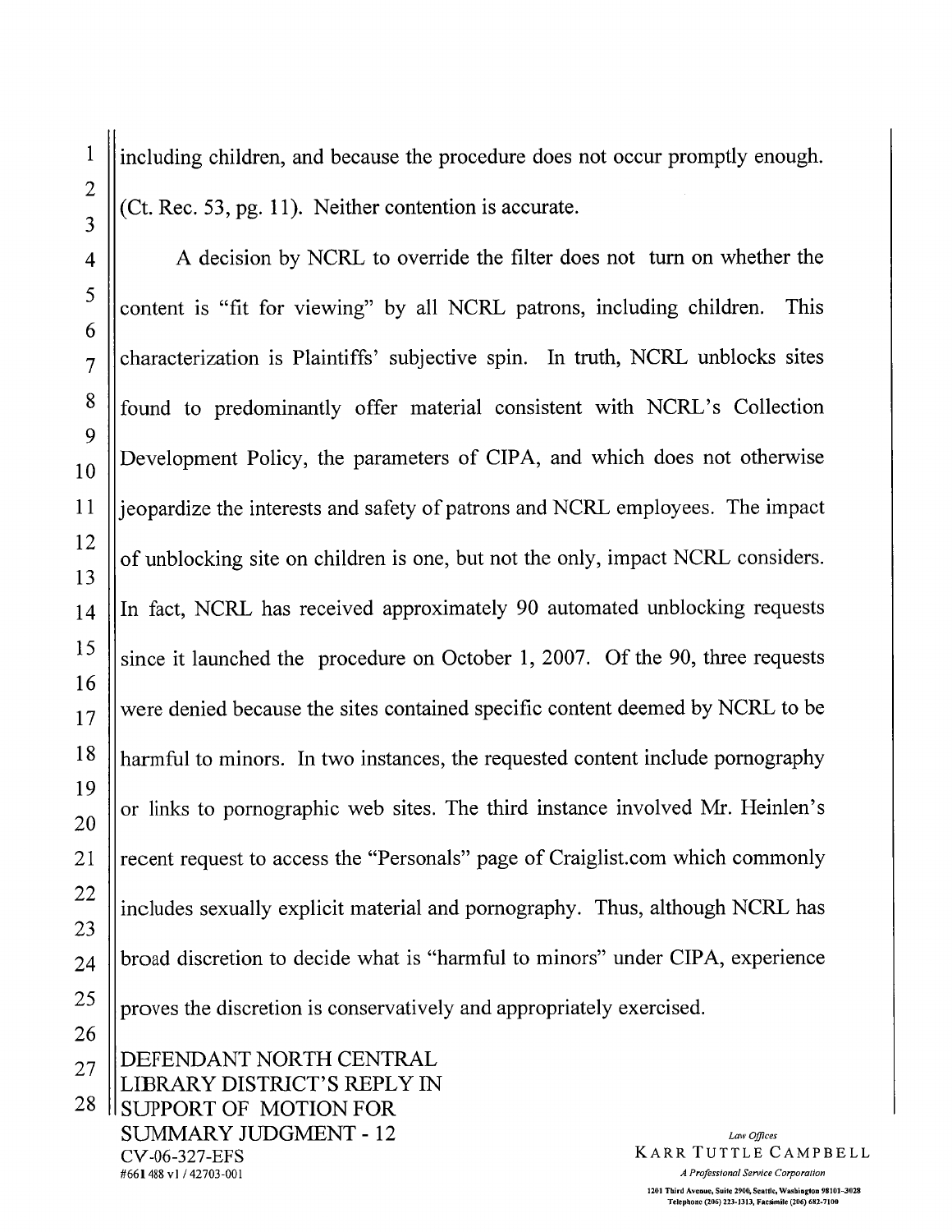including children, and because the procedure does not occur promptly enough. (Ct. Rec. 53, pg. 11). Neither contention is accurate.

A decision by NCRL to override the filter does not turn on whether the content is "fit for viewing" by all NCRL patrons, including children. This characterization is Plaintiffs' subjective spin. In truth, NCRL unblocks sites found to predominantly offer material consistent with NCRL's Collection Development Policy, the parameters of CIPA, and which does not otherwise jeopardize the interests and safety of patrons and NCRL employees. The impact of unblocking site on children is one, but not the only, impact NCRL considers. In fact, NCRL has received approximately 90 automated unblocking requests since it launched the procedure on October 1, 2007. Of the 90, three requests were denied because the sites contained specific content deemed by NCRL to be harmful to minors. In two instances, the requested content include pornography or links to pornographic web sites. The third instance involved Mr. Heinlen's recent request to access the "Personals" page of Craiglist.com which commonly includes sexually explicit material and pornography. Thus, although NCRL has broad discretion to decide what is "harmful to minors" under CIPA, experience proves the discretion is conservatively and appropriately exercised.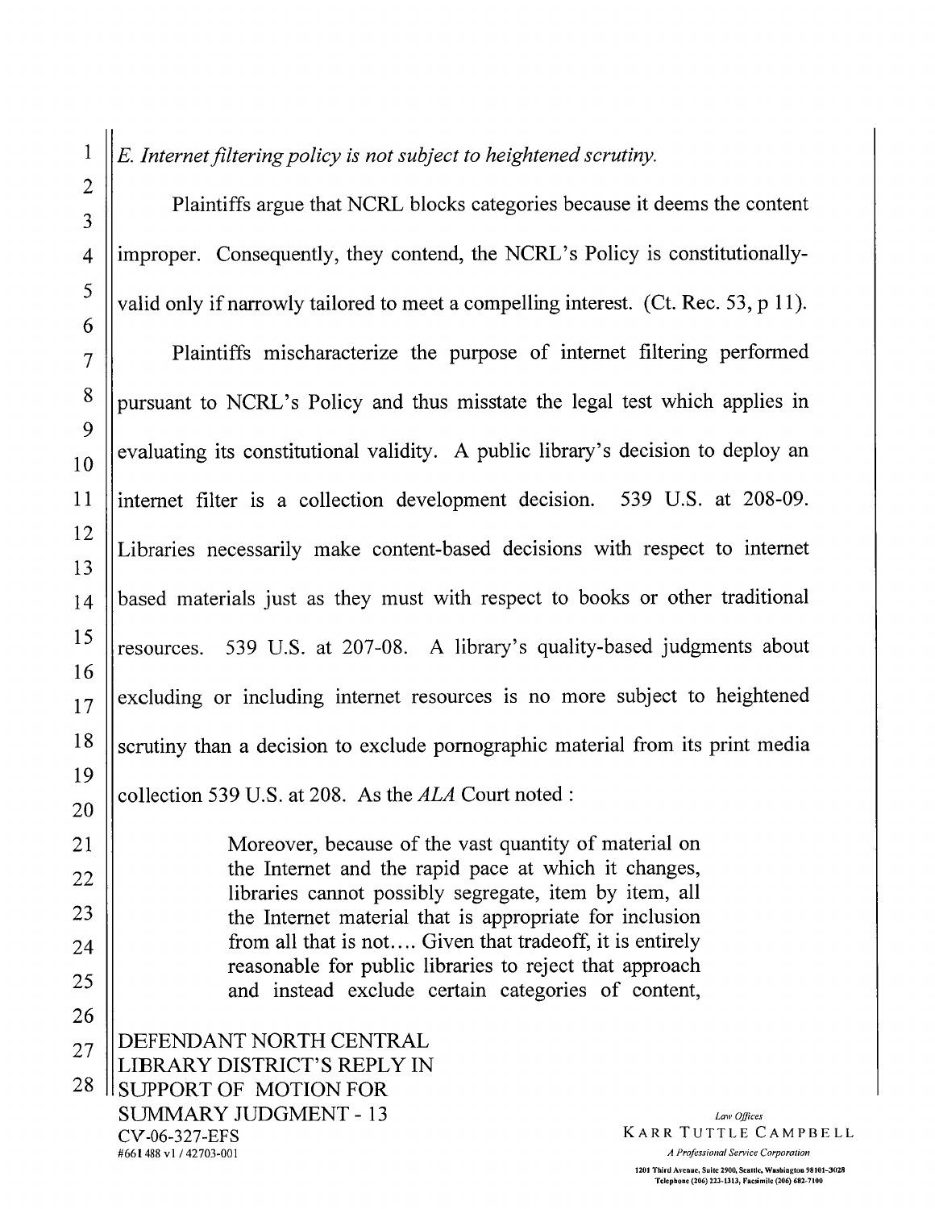*E. Internet filtering policy is not subject to heightened scrutiny.*

Plaintiffs argue that NCRL blocks categories because it deems the content improper. Consequently, they contend, the NCRL's Policy is constitutionally-valid only if narrowly tailored to meet a compelling interest. (Ct. Rec. 53, p 11).

Plaintiffs mischaracterize the purpose of internet filtering performed pursuant to NCRL's Policy and thus misstate the legal test which applies in evaluating its constitutional validity. A public library's decision to deploy an internet filter is a collection development decision. 539 U.S. at 208-09. Libraries necessarily make content-based decisions with respect to internet based materials just as they must with respect to books or other traditional resources. 539 U.S. at 207-08. A library's quality-based judgments about excluding or including internet resources is no more subject to heightened scrutiny than a decision to exclude pornographic material from its print media collection 539 U.S. at 208. As the *ALA* Court noted :

> Moreover, because of the vast quantity of material on the Internet and the rapid pace at which it changes, libraries cannot possibly segregate, item by item, all the Internet material that is appropriate for inclusion from all that is not.... Given that tradeoff, it is entirely reasonable for public libraries to reject that approach and instead exclude certain categories of content,

DEFENDANT NORTH CENTRAL LIBRARY DISTRICT'S REPLY IN SUPPORT OF MOTION FOR SUMMARY JUDGMENT - 13
CV-06-327-EFS
#661488 v1 / 42703-001

Law Offices
KARR TUTTLE CAMPBELL
A Professional Service Corporation
1201 Third Avenue, Suite 2900, Seattle, Washington 98101-3028
Telephone (206) 223-1313, Facsimile (206) 682-7100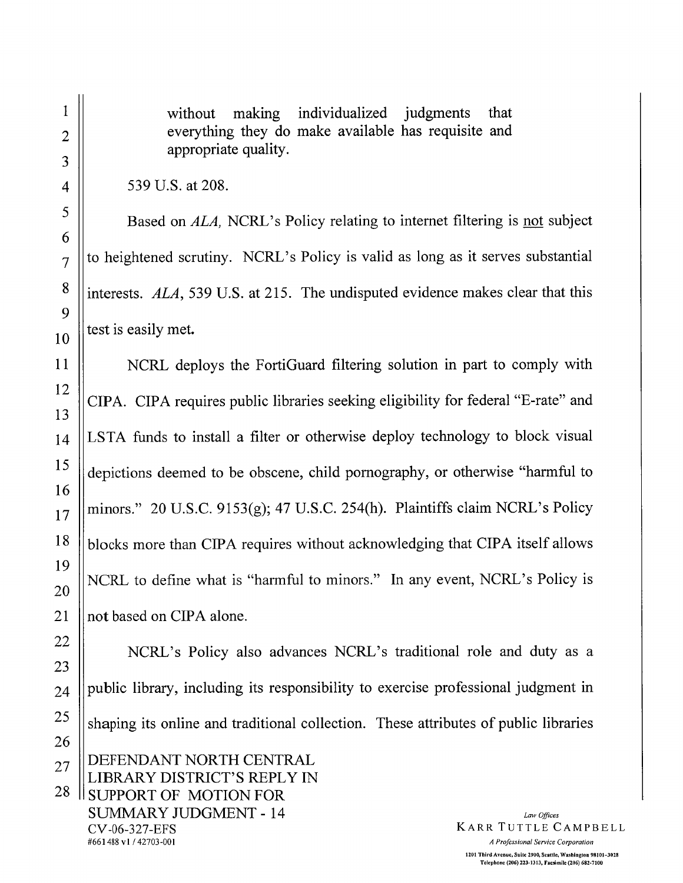> without making individualized judgments that everything they do make available has requisite and appropriate quality.

539 U.S. at 208.

Based on *ALA,* NCRL's Policy relating to internet filtering is not subject to heightened scrutiny. NCRL's Policy is valid as long as it serves substantial interests. *ALA*, 539 U.S. at 215. The undisputed evidence makes clear that this test is easily met.

NCRL deploys the FortiGuard filtering solution in part to comply with CIPA. CIPA requires public libraries seeking eligibility for federal "E-rate" and LSTA funds to install a filter or otherwise deploy technology to block visual depictions deemed to be obscene, child pornography, or otherwise "harmful to minors." 20 U.S.C. 9153(g); 47 U.S.C. 254(h). Plaintiffs claim NCRL's Policy blocks more than CIPA requires without acknowledging that CIPA itself allows NCRL to define what is "harmful to minors." In any event, NCRL's Policy is not based on CIPA alone.

NCRL's Policy also advances NCRL's traditional role and duty as a public library, including its responsibility to exercise professional judgment in shaping its online and traditional collection. These attributes of public libraries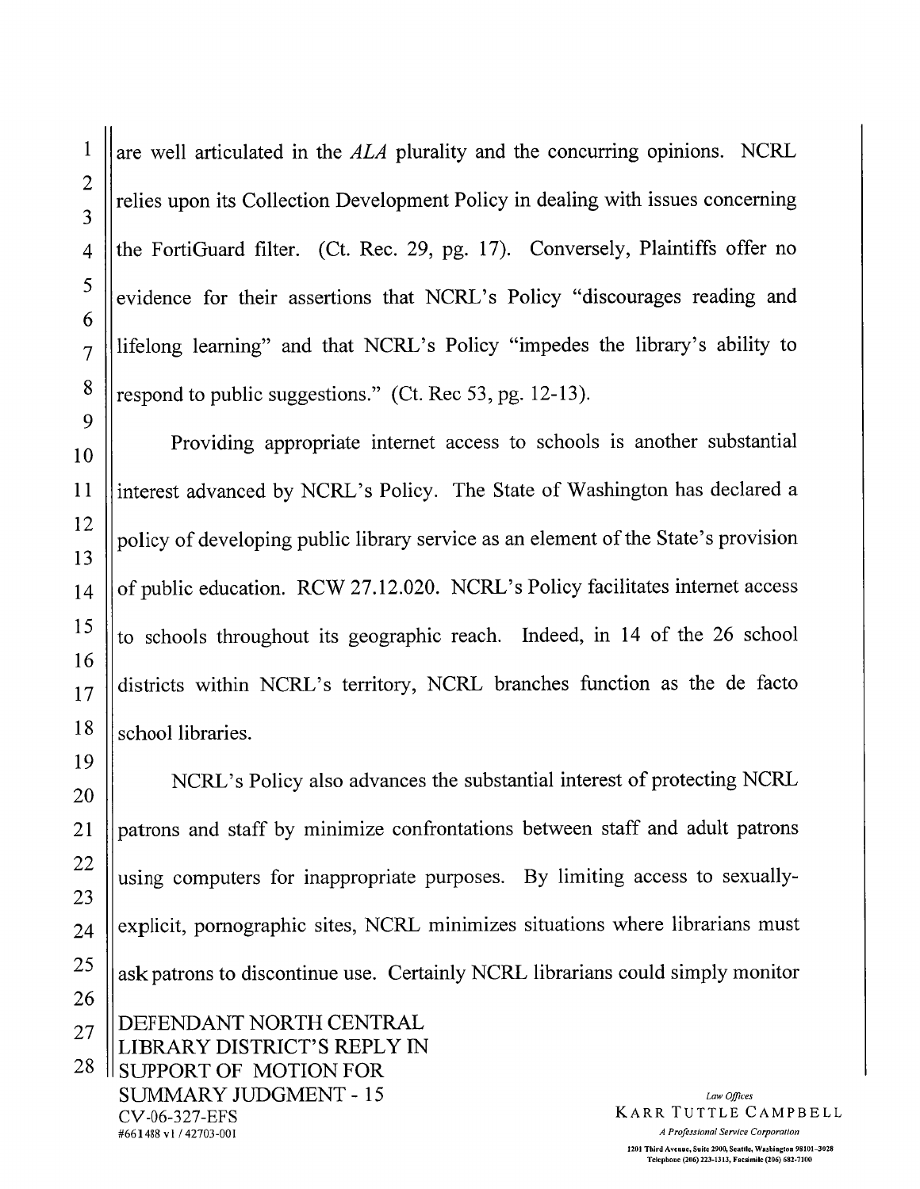are well articulated in the *ALA* plurality and the concurring opinions. NCRL relies upon its Collection Development Policy in dealing with issues concerning the FortiGuard filter. (Ct. Rec. 29, pg. 17). Conversely, Plaintiffs offer no evidence for their assertions that NCRL's Policy "discourages reading and lifelong learning" and that NCRL's Policy "impedes the library's ability to respond to public suggestions." (Ct. Rec 53, pg. 12-13).

Providing appropriate internet access to schools is another substantial interest advanced by NCRL's Policy. The State of Washington has declared a policy of developing public library service as an element of the State's provision of public education. RCW 27.12.020. NCRL's Policy facilitates internet access to schools throughout its geographic reach. Indeed, in 14 of the 26 school districts within NCRL's territory, NCRL branches function as the de facto school libraries.

NCRL's Policy also advances the substantial interest of protecting NCRL patrons and staff by minimize confrontations between staff and adult patrons using computers for inappropriate purposes. By limiting access to sexually-explicit, pornographic sites, NCRL minimizes situations where librarians must ask patrons to discontinue use. Certainly NCRL librarians could simply monitor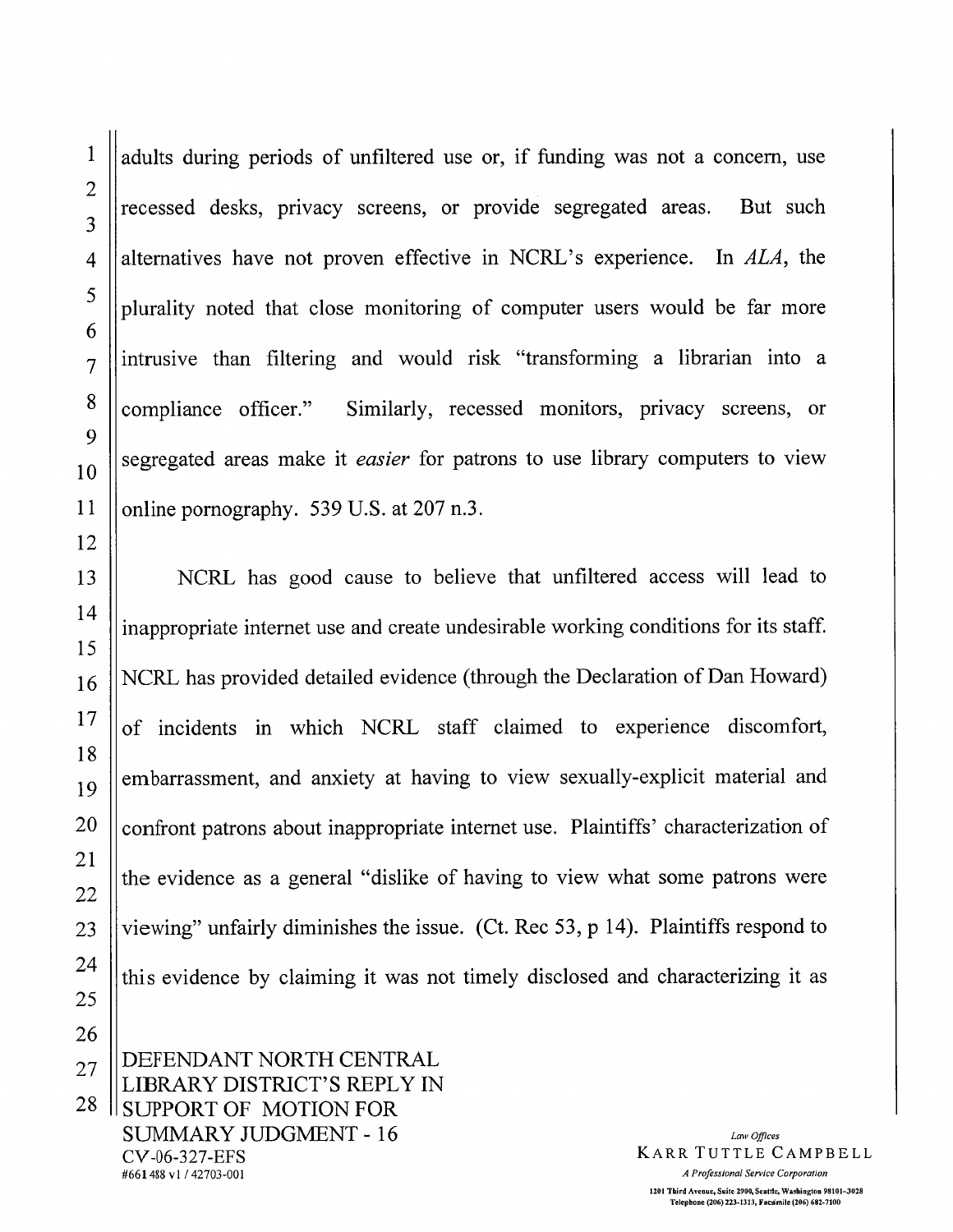adults during periods of unfiltered use or, if funding was not a concern, use recessed desks, privacy screens, or provide segregated areas. But such alternatives have not proven effective in NCRL's experience. In *ALA*, the plurality noted that close monitoring of computer users would be far more intrusive than filtering and would risk "transforming a librarian into a compliance officer." Similarly, recessed monitors, privacy screens, or segregated areas make it *easier* for patrons to use library computers to view online pornography. 539 U.S. at 207 n.3.

NCRL has good cause to believe that unfiltered access will lead to inappropriate internet use and create undesirable working conditions for its staff. NCRL has provided detailed evidence (through the Declaration of Dan Howard) of incidents in which NCRL staff claimed to experience discomfort, embarrassment, and anxiety at having to view sexually-explicit material and confront patrons about inappropriate internet use. Plaintiffs' characterization of the evidence as a general "dislike of having to view what some patrons were viewing" unfairly diminishes the issue. (Ct. Rec 53, p 14). Plaintiffs respond to this evidence by claiming it was not timely disclosed and characterizing it as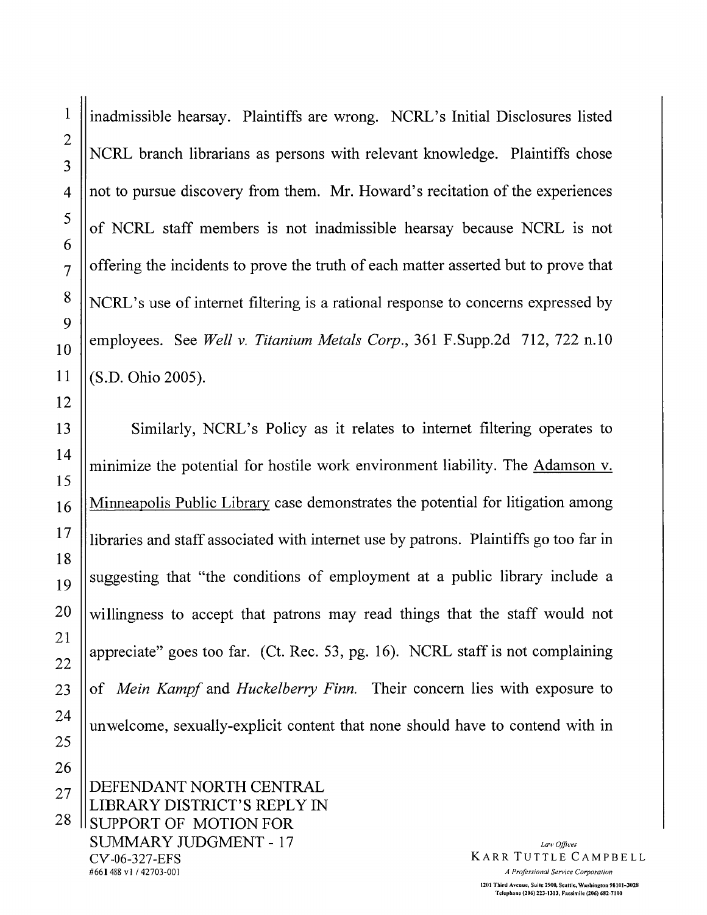inadmissible hearsay. Plaintiffs are wrong. NCRL's Initial Disclosures listed NCRL branch librarians as persons with relevant knowledge. Plaintiffs chose not to pursue discovery from them. Mr. Howard's recitation of the experiences of NCRL staff members is not inadmissible hearsay because NCRL is not offering the incidents to prove the truth of each matter asserted but to prove that NCRL's use of internet filtering is a rational response to concerns expressed by employees. See *Well v. Titanium Metals Corp.*, 361 F.Supp.2d 712, 722 n.10 (S.D. Ohio 2005).

Similarly, NCRL's Policy as it relates to internet filtering operates to minimize the potential for hostile work environment liability. The Adamson v. Minneapolis Public Library case demonstrates the potential for litigation among libraries and staff associated with internet use by patrons. Plaintiffs go too far in suggesting that "the conditions of employment at a public library include a willingness to accept that patrons may read things that the staff would not appreciate" goes too far. (Ct. Rec. 53, pg. 16). NCRL staff is not complaining of *Mein Kampf* and *Huckelberry Finn.* Their concern lies with exposure to unwelcome, sexually-explicit content that none should have to contend with in

DEFENDANT NORTH CENTRAL LIBRARY DISTRICT'S REPLY IN SUPPORT OF MOTION FOR SUMMARY JUDGMENT - 17
CV-06-327-EFS
#661488 v1 / 42703-001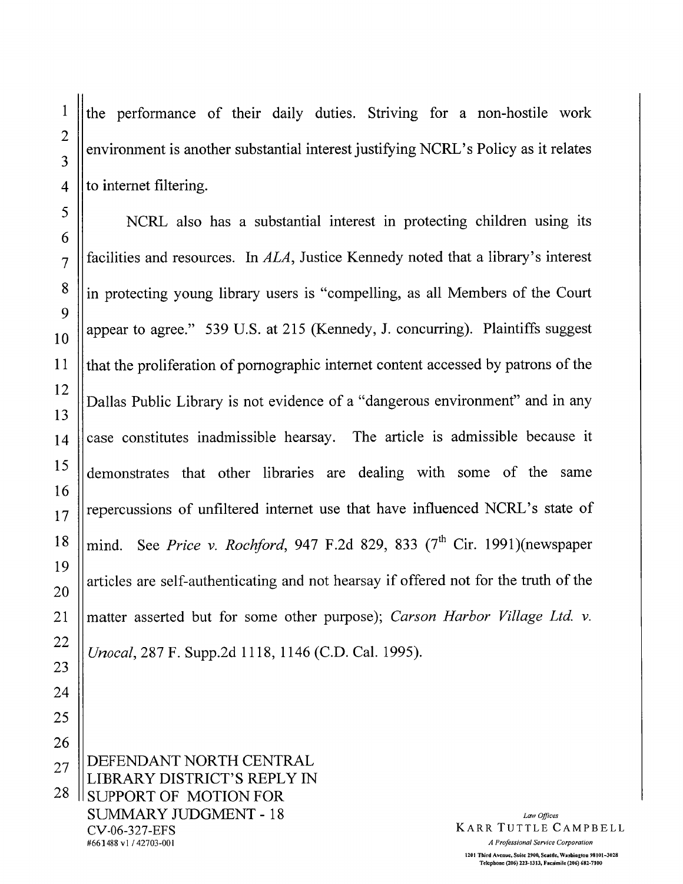the performance of their daily duties. Striving for a non-hostile work environment is another substantial interest justifying NCRL's Policy as it relates to internet filtering.

NCRL also has a substantial interest in protecting children using its facilities and resources. In *ALA*, Justice Kennedy noted that a library's interest in protecting young library users is "compelling, as all Members of the Court appear to agree." 539 U.S. at 215 (Kennedy, J. concurring). Plaintiffs suggest that the proliferation of pornographic internet content accessed by patrons of the Dallas Public Library is not evidence of a "dangerous environment" and in any case constitutes inadmissible hearsay. The article is admissible because it demonstrates that other libraries are dealing with some of the same repercussions of unfiltered internet use that have influenced NCRL's state of mind. See *Price v. Rochford*, 947 F.2d 829, 833 (7th Cir. 1991)(newspaper articles are self-authenticating and not hearsay if offered not for the truth of the matter asserted but for some other purpose); *Carson Harbor Village Ltd. v. Unocal*, 287 F. Supp.2d 1118, 1146 (C.D. Cal. 1995).

DEFENDANT NORTH CENTRAL LIBRARY DISTRICT'S REPLY IN SUPPORT OF MOTION FOR SUMMARY JUDGMENT - 18
CV-06-327-EFS
#661488 v1 / 42703-001

*Law Offices*
KARR TUTTLE CAMPBELL
*A Professional Service Corporation*
1201 Third Avenue, Suite 2900, Seattle, Washington 98101-3028
Telephone (206) 223-1313, Facsimile (206) 682-7100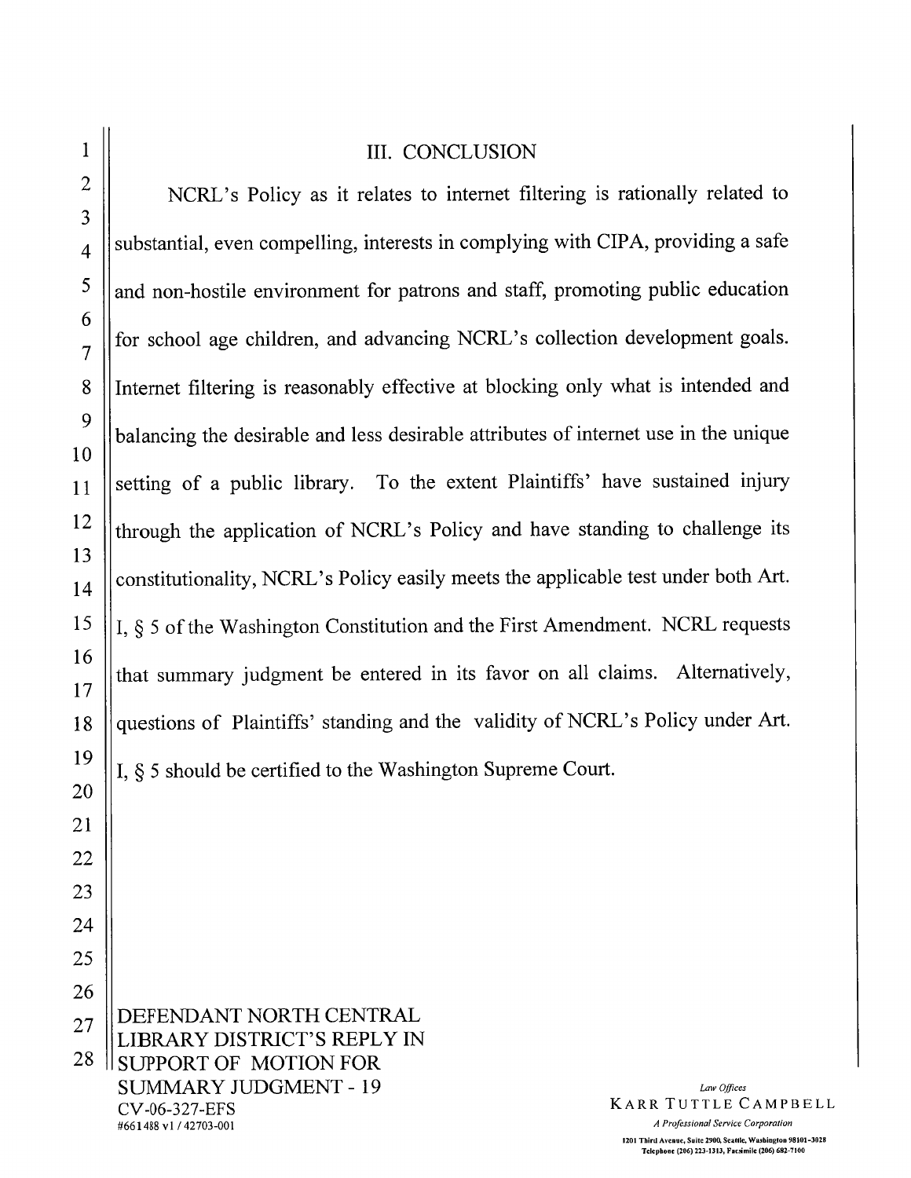## III. CONCLUSION

NCRL's Policy as it relates to internet filtering is rationally related to substantial, even compelling, interests in complying with CIPA, providing a safe and non-hostile environment for patrons and staff, promoting public education for school age children, and advancing NCRL's collection development goals. Internet filtering is reasonably effective at blocking only what is intended and balancing the desirable and less desirable attributes of internet use in the unique setting of a public library. To the extent Plaintiffs' have sustained injury through the application of NCRL's Policy and have standing to challenge its constitutionality, NCRL's Policy easily meets the applicable test under both Art. I, § 5 of the Washington Constitution and the First Amendment. NCRL requests that summary judgment be entered in its favor on all claims. Alternatively, questions of Plaintiffs' standing and the validity of NCRL's Policy under Art. I, § 5 should be certified to the Washington Supreme Court.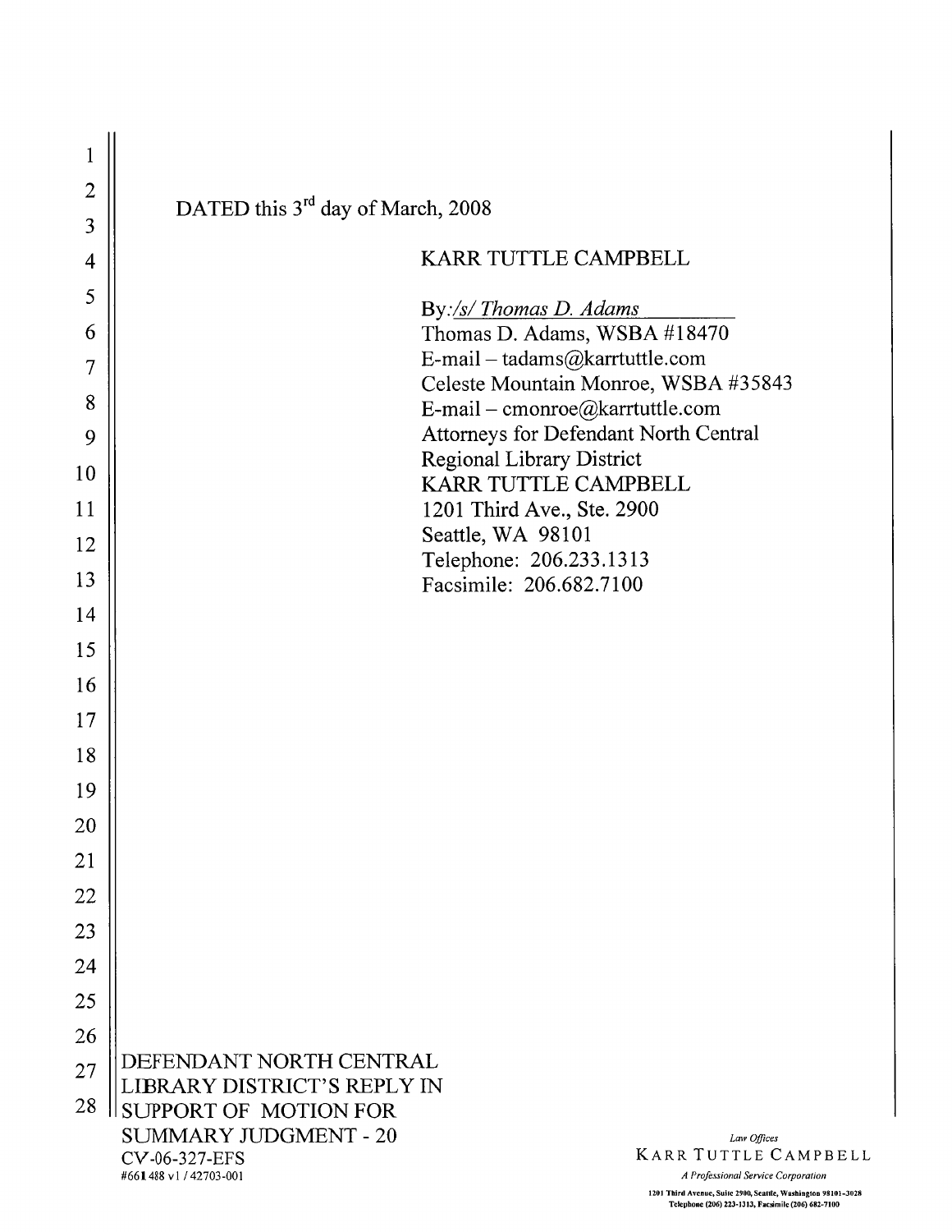DATED this 3rd day of March, 2008

KARR TUTTLE CAMPBELL

By: */s/ Thomas D. Adams*
Thomas D. Adams, WSBA #18470
E-mail – tadams@karrtuttle.com
Celeste Mountain Monroe, WSBA #35843
E-mail – cmonroe@karrtuttle.com
Attorneys for Defendant North Central Regional Library District
KARR TUTTLE CAMPBELL
1201 Third Ave., Ste. 2900
Seattle, WA 98101
Telephone: 206.233.1313
Facsimile: 206.682.7100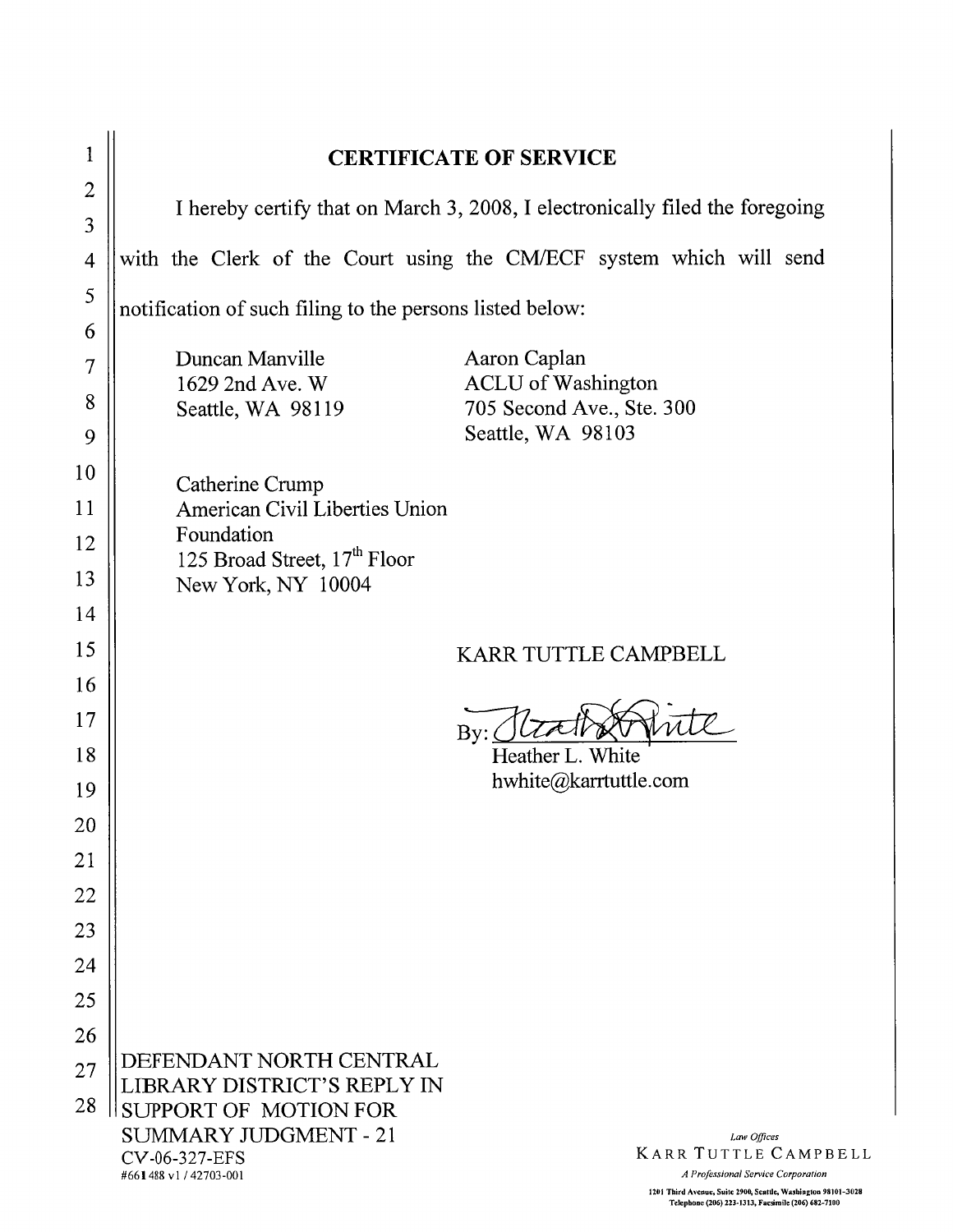# CERTIFICATE OF SERVICE

I hereby certify that on March 3, 2008, I electronically filed the foregoing with the Clerk of the Court using the CM/ECF system which will send notification of such filing to the persons listed below:

Duncan Manville
1629 2nd Ave. W
Seattle, WA 98119

Aaron Caplan
ACLU of Washington
705 Second Ave., Ste. 300
Seattle, WA 98103

Catherine Crump
American Civil Liberties Union Foundation
125 Broad Street, 17th Floor
New York, NY 10004

KARR TUTTLE CAMPBELL

By: Heather L. White
Heather L. White
hwhite@karrtuttle.com

DEFENDANT NORTH CENTRAL LIBRARY DISTRICT'S REPLY IN SUPPORT OF MOTION FOR SUMMARY JUDGMENT - 21
CV-06-327-EFS
#661488 v1 / 42703-001

*Law Offices*
KARR TUTTLE CAMPBELL
*A Professional Service Corporation*
1201 Third Avenue, Suite 2900, Seattle, Washington 98101-3028
Telephone (206) 223-1313, Facsimile (206) 682-7100